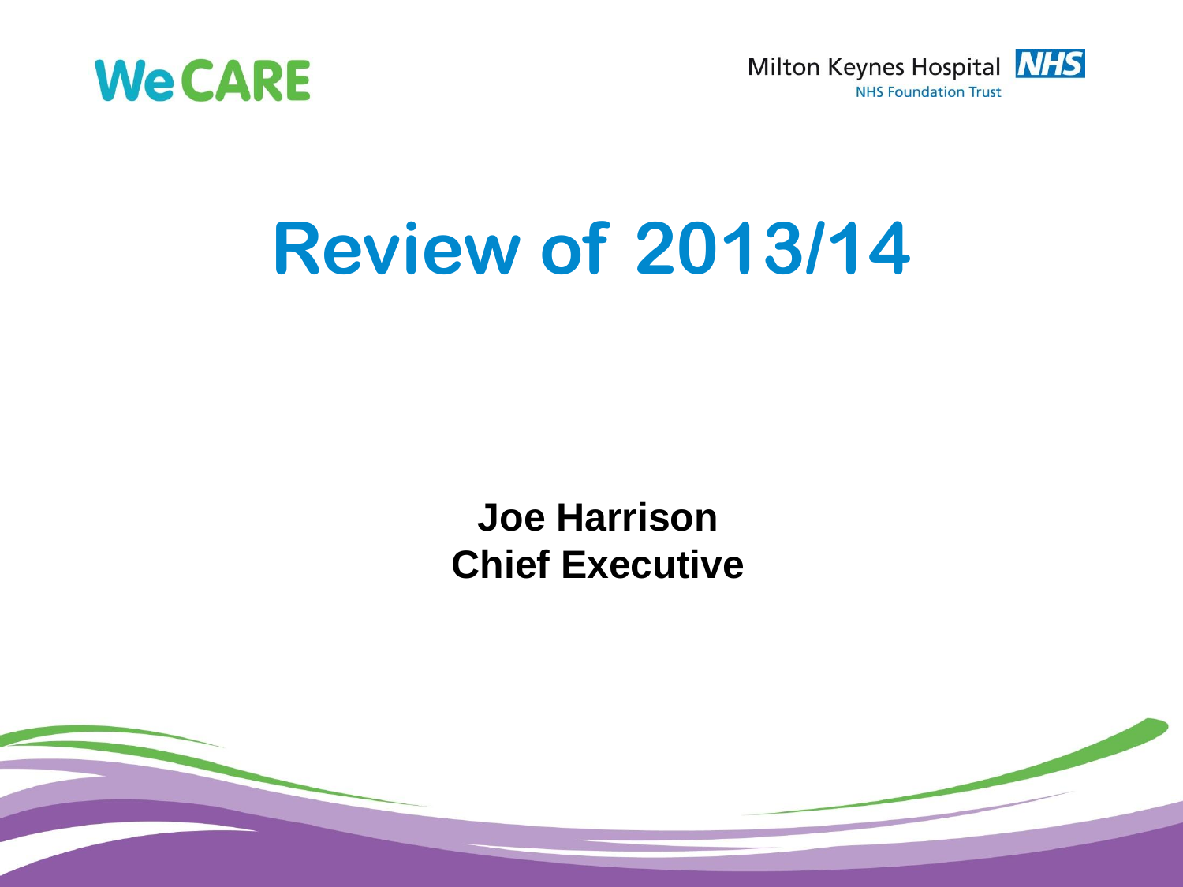WeCARE

Milton Keynes Hospital NHS
NHS Foundation Trust

# Review of 2013/14

**Joe Harrison**
**Chief Executive**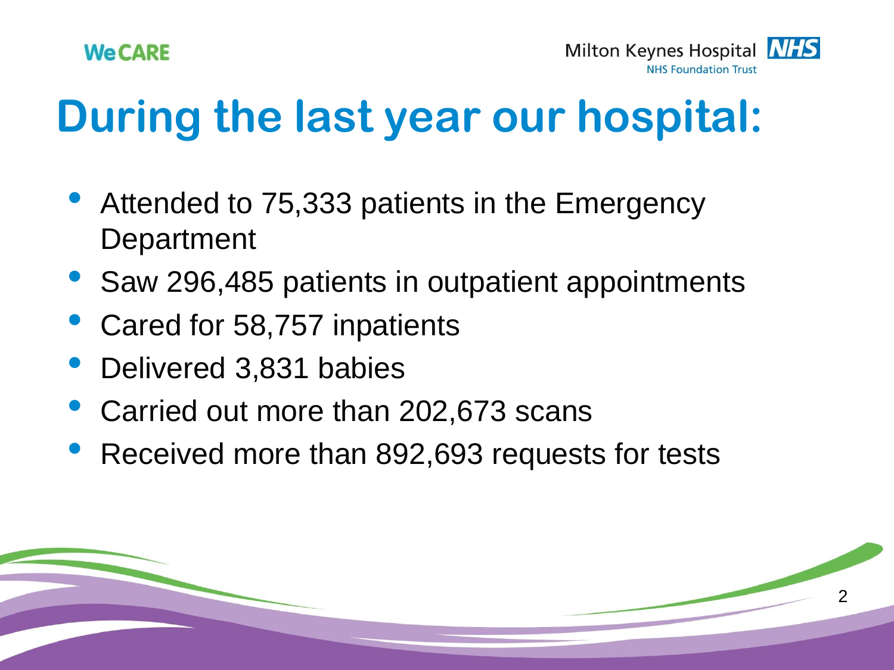# During the last year our hospital:

- Attended to 75,333 patients in the Emergency Department
- Saw 296,485 patients in outpatient appointments
- Cared for 58,757 inpatients
- Delivered 3,831 babies
- Carried out more than 202,673 scans
- Received more than 892,693 requests for tests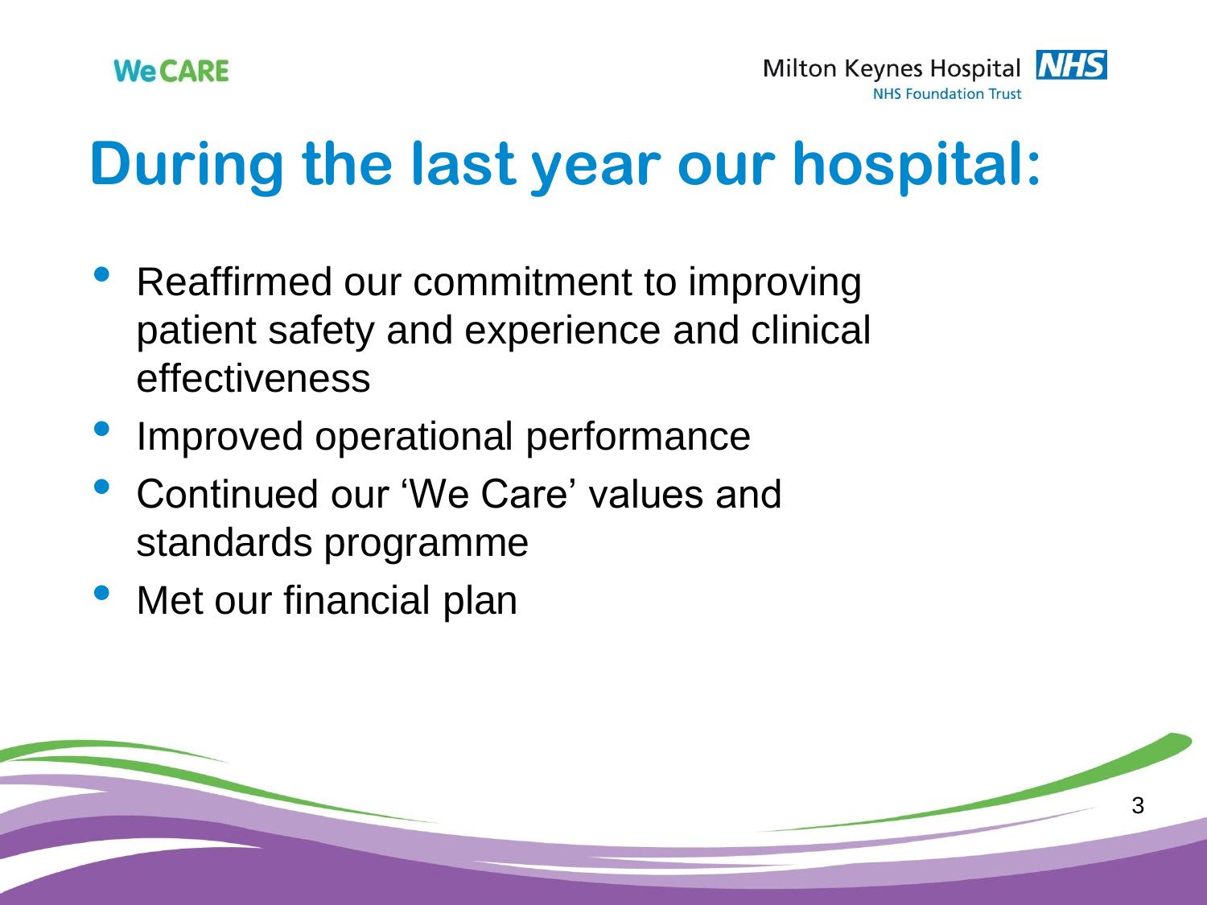# During the last year our hospital:

- Reaffirmed our commitment to improving patient safety and experience and clinical effectiveness
- Improved operational performance
- Continued our 'We Care' values and standards programme
- Met our financial plan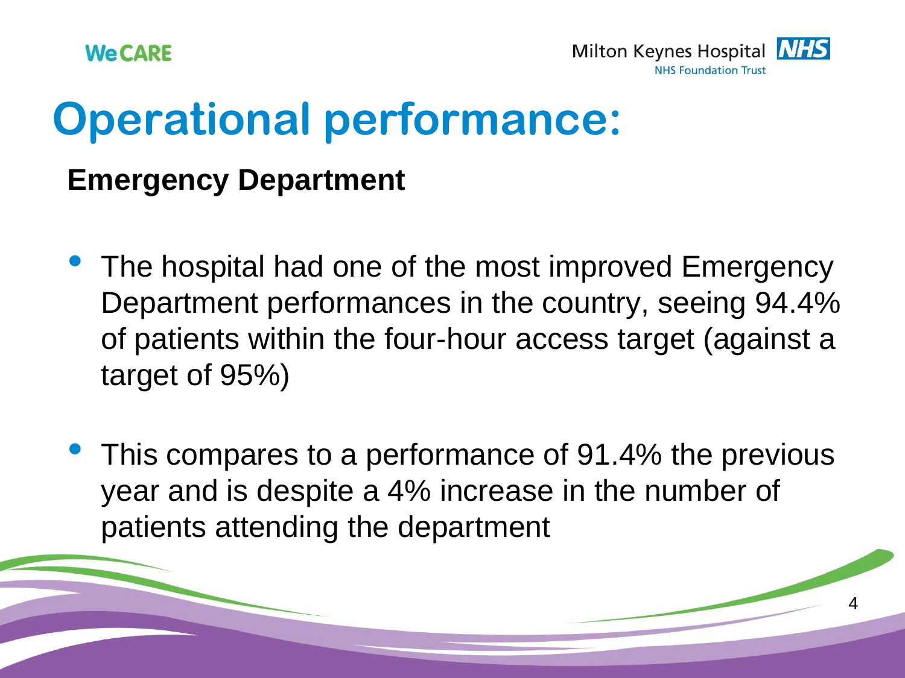# Operational performance:

## Emergency Department

- The hospital had one of the most improved Emergency Department performances in the country, seeing 94.4% of patients within the four-hour access target (against a target of 95%)
- This compares to a performance of 91.4% the previous year and is despite a 4% increase in the number of patients attending the department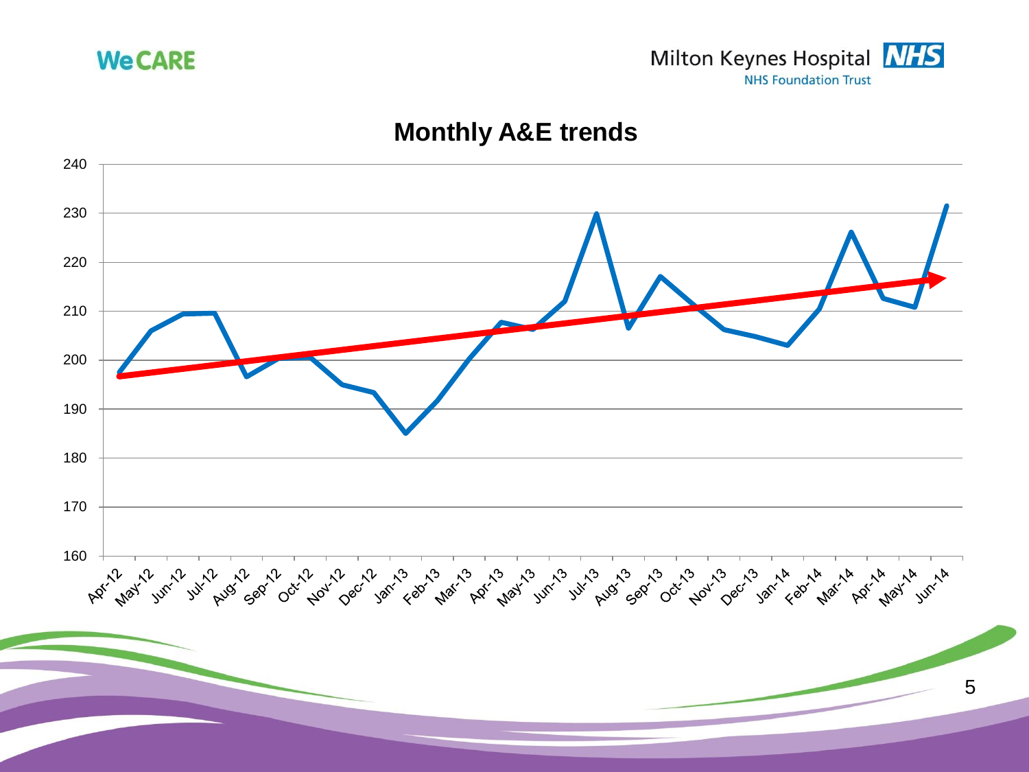# Monthly A&E trends

240
230
220
210
200
190
180
170
160

Apr-12 May-12 Jun-12 Jul-12 Aug-12 Sep-12 Oct-12 Nov-12 Dec-12 Jan-13 Feb-13 Mar-13 Apr-13 May-13 Jun-13 Jul-13 Aug-13 Sep-13 Oct-13 Nov-13 Dec-13 Jan-14 Feb-14 Mar-14 Apr-14 May-14 Jun-14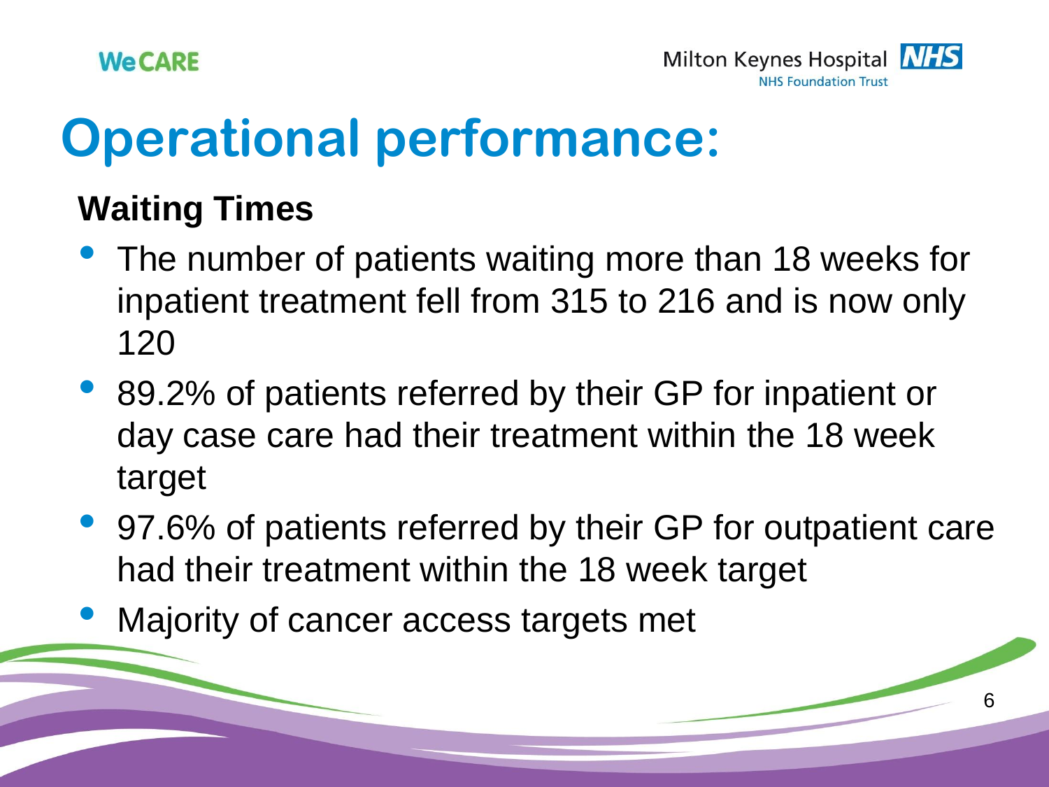# Operational performance:

## Waiting Times

- The number of patients waiting more than 18 weeks for inpatient treatment fell from 315 to 216 and is now only 120
- 89.2% of patients referred by their GP for inpatient or day case care had their treatment within the 18 week target
- 97.6% of patients referred by their GP for outpatient care had their treatment within the 18 week target
- Majority of cancer access targets met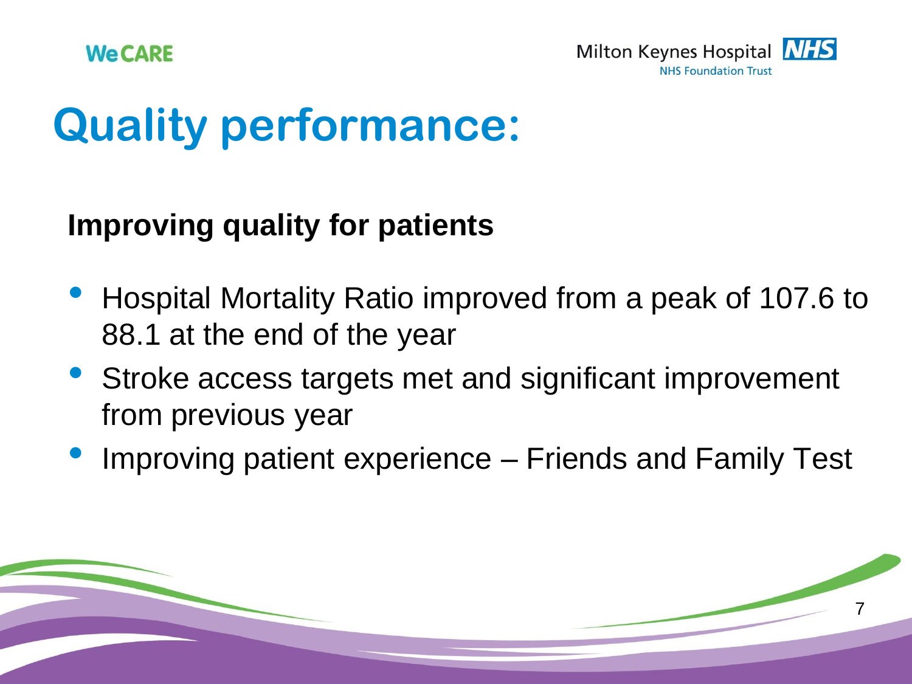# Quality performance:

## Improving quality for patients

- Hospital Mortality Ratio improved from a peak of 107.6 to 88.1 at the end of the year
- Stroke access targets met and significant improvement from previous year
- Improving patient experience – Friends and Family Test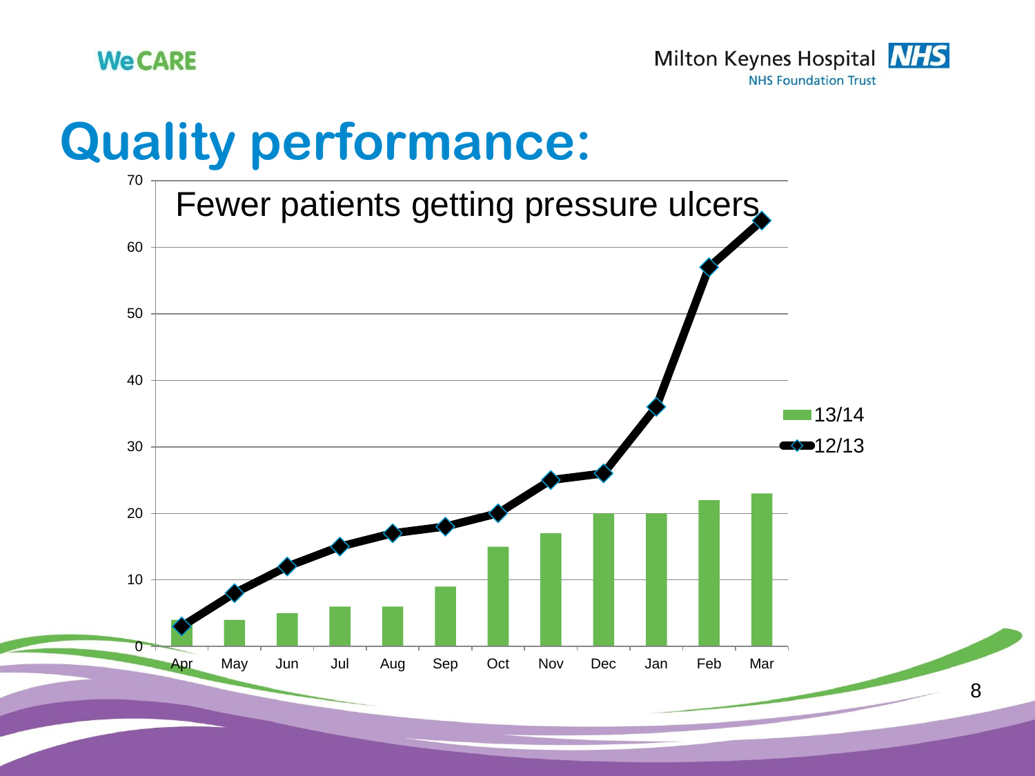# Quality performance:

Fewer patients getting pressure ulcers

| Month | 13/14 | 12/13 |
|---|---|---|
| Apr | 4 | 3 |
| May | 4 | 8 |
| Jun | 5 | 12 |
| Jul | 6 | 15 |
| Aug | 6 | 17 |
| Sep | 9 | 18 |
| Oct | 15 | 20 |
| Nov | 17 | 25 |
| Dec | 20 | 26 |
| Jan | 20 | 36 |
| Feb | 22 | 57 |
| Mar | 23 | 64 |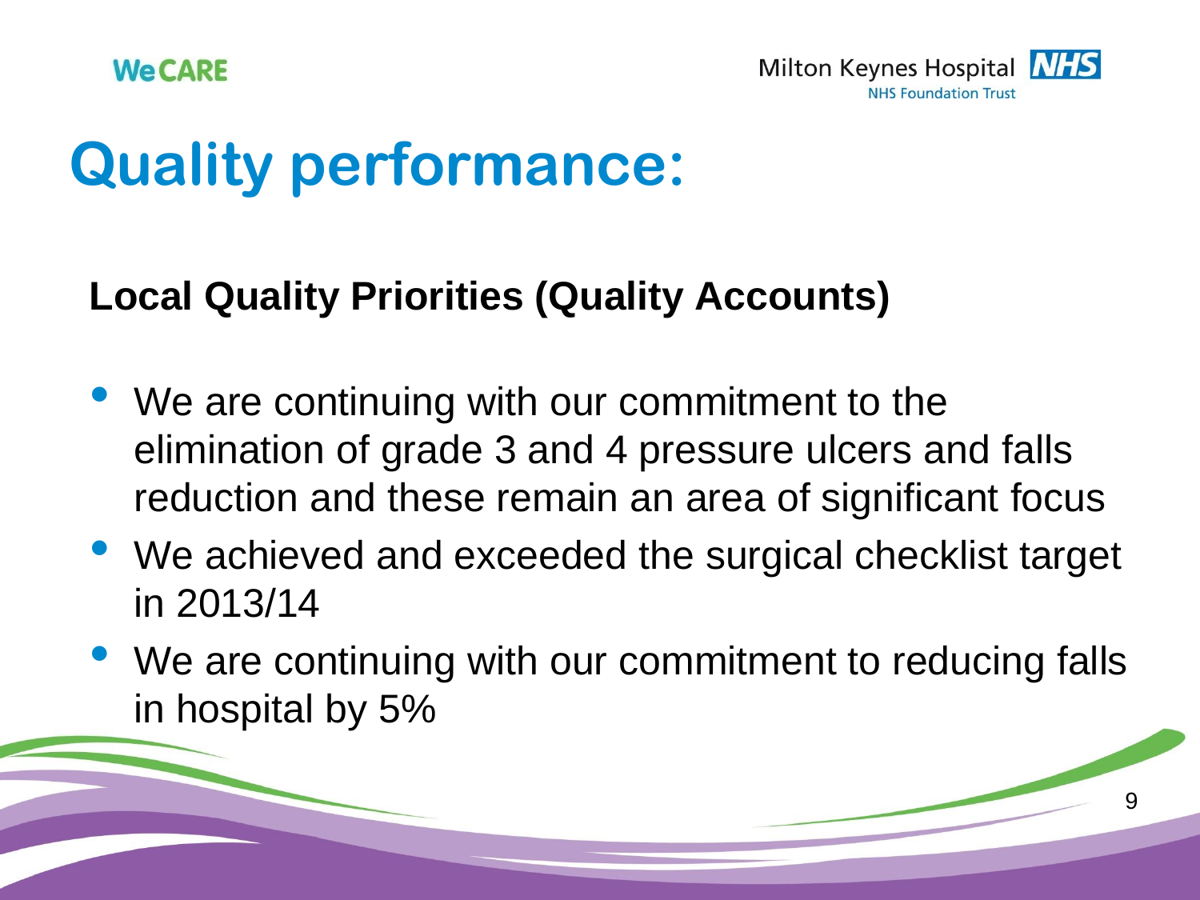# Quality performance:

**Local Quality Priorities (Quality Accounts)**

- We are continuing with our commitment to the elimination of grade 3 and 4 pressure ulcers and falls reduction and these remain an area of significant focus
- We achieved and exceeded the surgical checklist target in 2013/14
- We are continuing with our commitment to reducing falls in hospital by 5%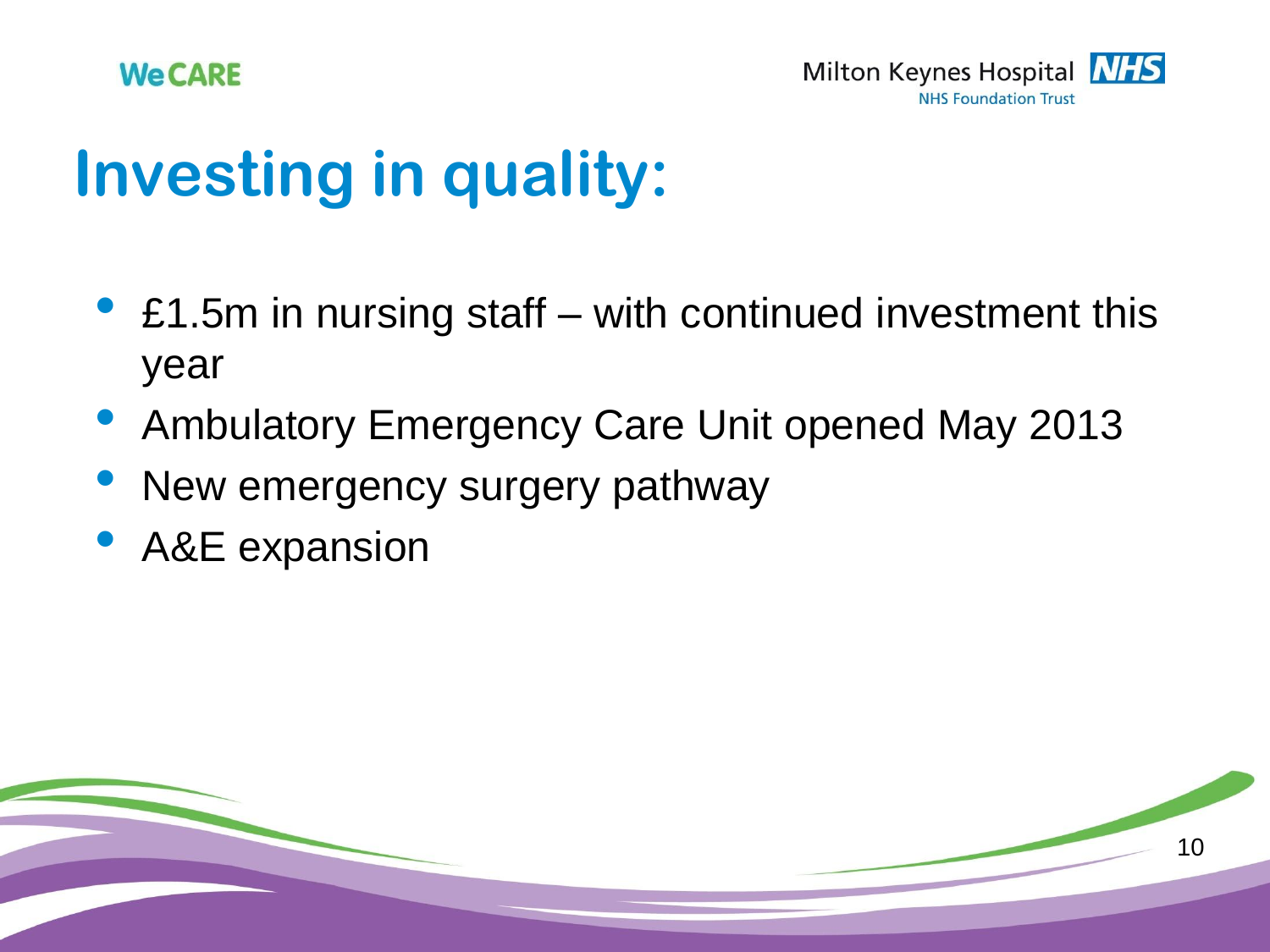# Investing in quality:

- £1.5m in nursing staff – with continued investment this year
- Ambulatory Emergency Care Unit opened May 2013
- New emergency surgery pathway
- A&E expansion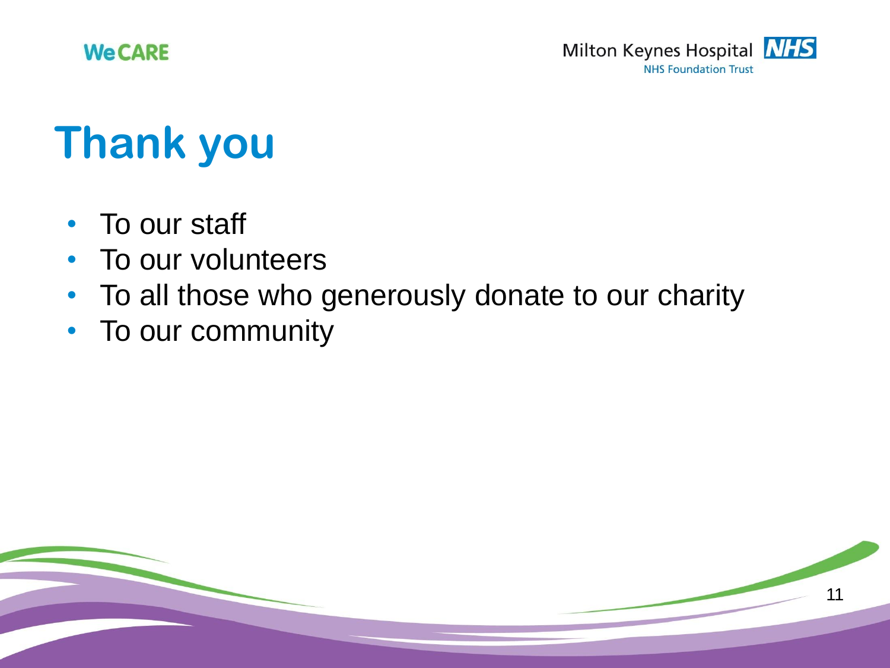# Thank you

- To our staff
- To our volunteers
- To all those who generously donate to our charity
- To our community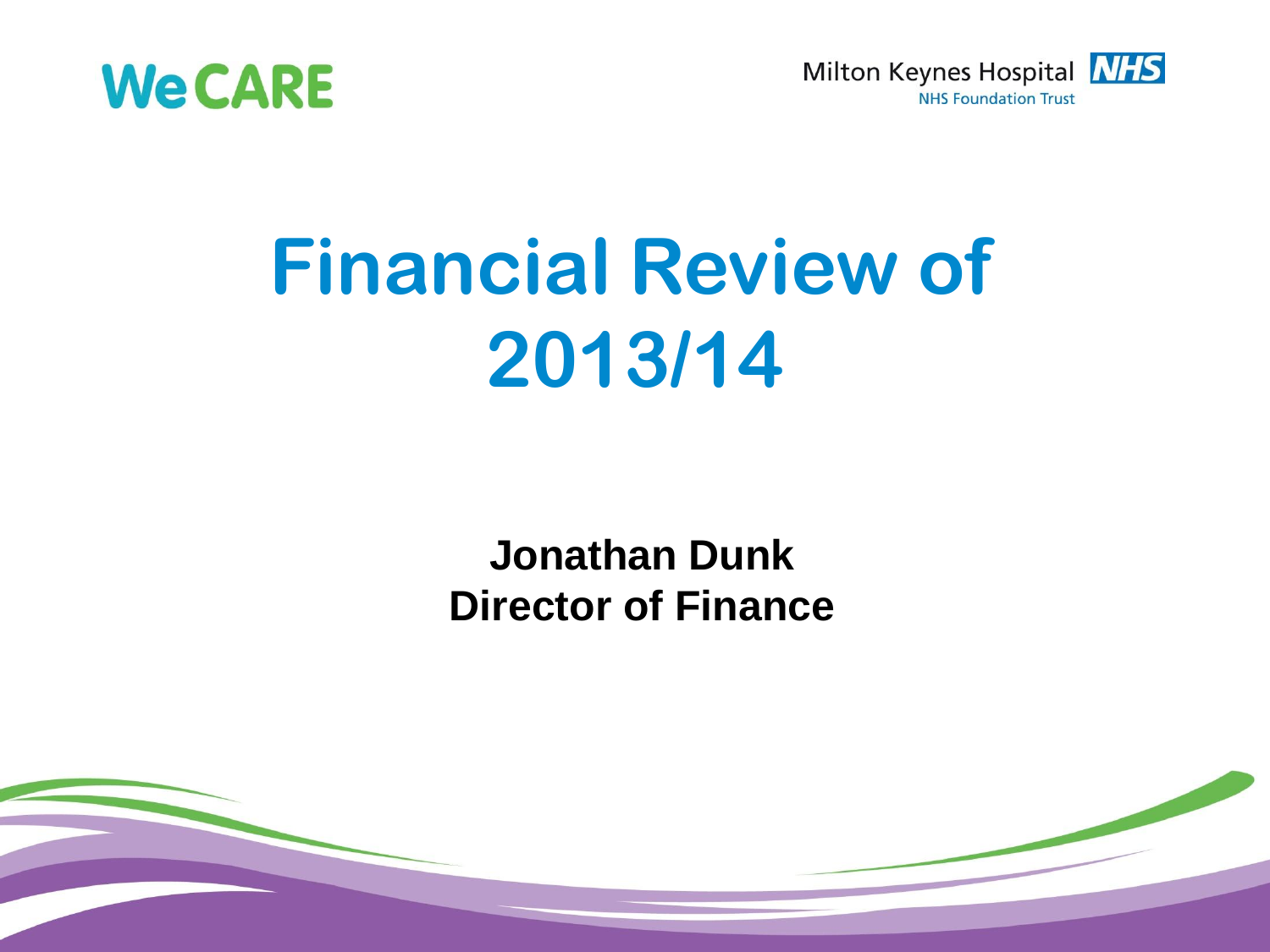WeCARE

Milton Keynes Hospital NHS
NHS Foundation Trust

# Financial Review of 2013/14

**Jonathan Dunk**
**Director of Finance**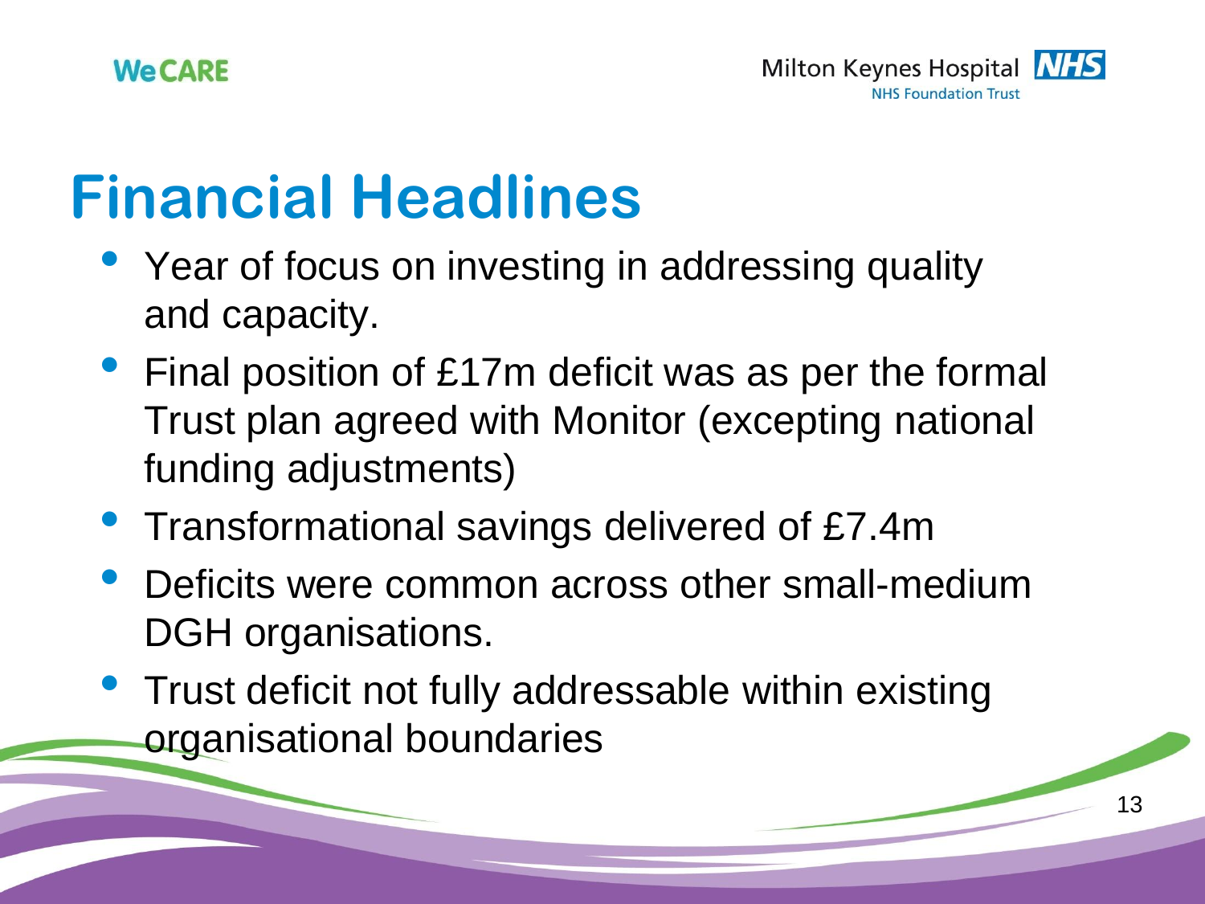# Financial Headlines

- Year of focus on investing in addressing quality and capacity.
- Final position of £17m deficit was as per the formal Trust plan agreed with Monitor (excepting national funding adjustments)
- Transformational savings delivered of £7.4m
- Deficits were common across other small-medium DGH organisations.
- Trust deficit not fully addressable within existing organisational boundaries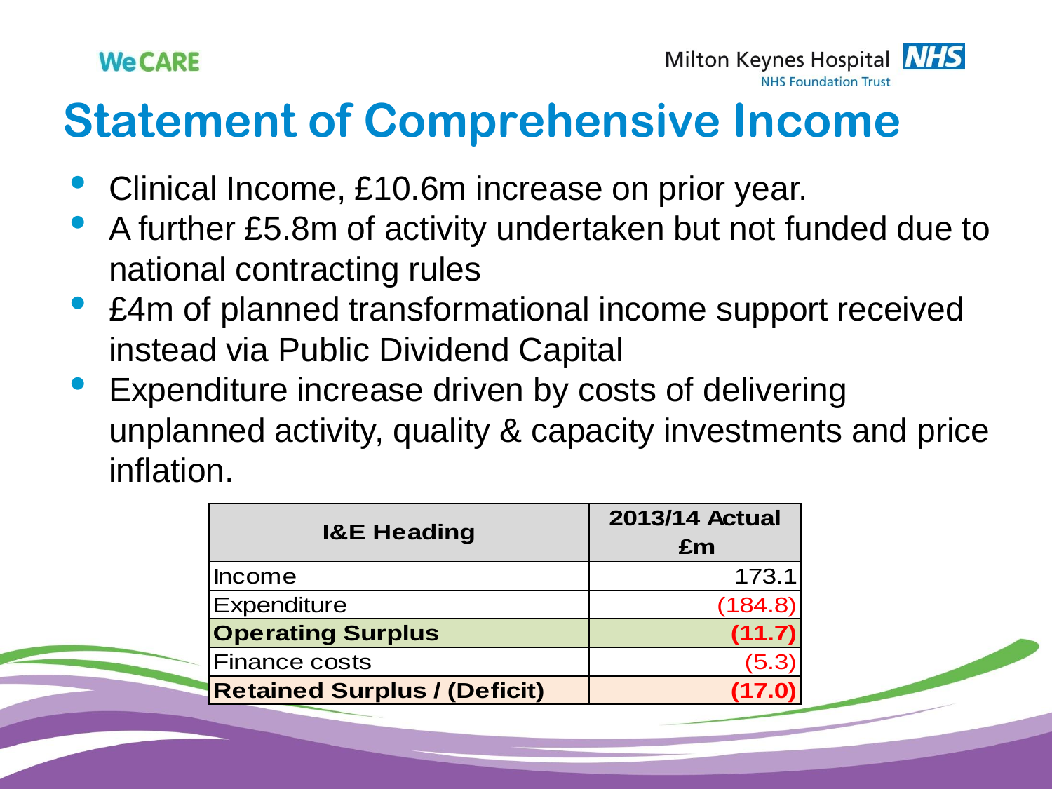# Statement of Comprehensive Income

- Clinical Income, £10.6m increase on prior year.
- A further £5.8m of activity undertaken but not funded due to national contracting rules
- £4m of planned transformational income support received instead via Public Dividend Capital
- Expenditure increase driven by costs of delivering unplanned activity, quality & capacity investments and price inflation.

| I&E Heading | 2013/14 Actual £m |
|---|---|
| Income | 173.1 |
| Expenditure | (184.8) |
| **Operating Surplus** | **(11.7)** |
| Finance costs | (5.3) |
| **Retained Surplus / (Deficit)** | **(17.0)** |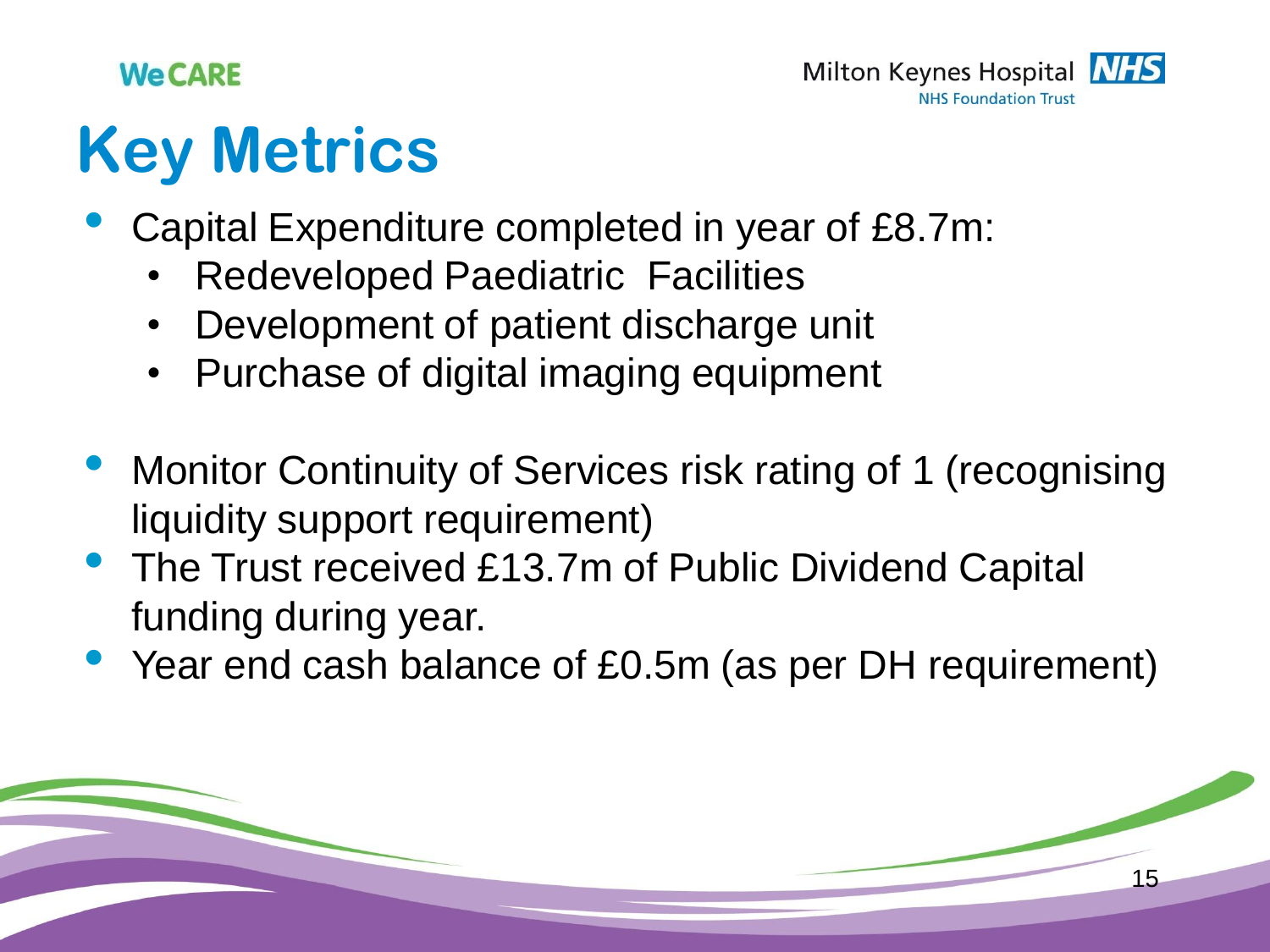# Key Metrics

- Capital Expenditure completed in year of £8.7m:
  - Redeveloped Paediatric Facilities
  - Development of patient discharge unit
  - Purchase of digital imaging equipment

- Monitor Continuity of Services risk rating of 1 (recognising liquidity support requirement)
- The Trust received £13.7m of Public Dividend Capital funding during year.
- Year end cash balance of £0.5m (as per DH requirement)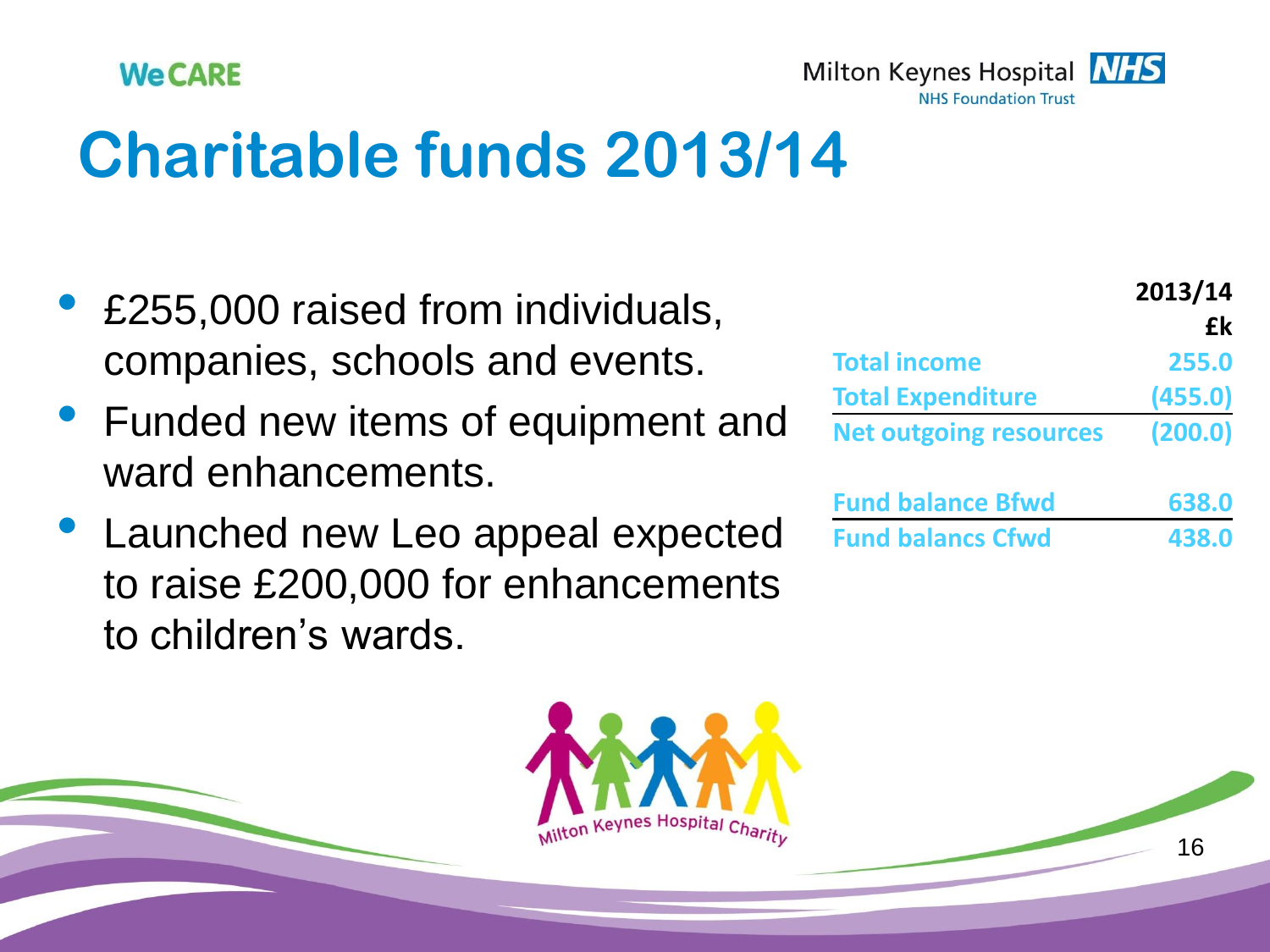# Charitable funds 2013/14

- £255,000 raised from individuals, companies, schools and events.
- Funded new items of equipment and ward enhancements.
- Launched new Leo appeal expected to raise £200,000 for enhancements to children's wards.

| | 2013/14 £k |
|---|---|
| Total income | 255.0 |
| Total Expenditure | (455.0) |
| Net outgoing resources | (200.0) |
| Fund balance Bfwd | 638.0 |
| Fund balancs Cfwd | 438.0 |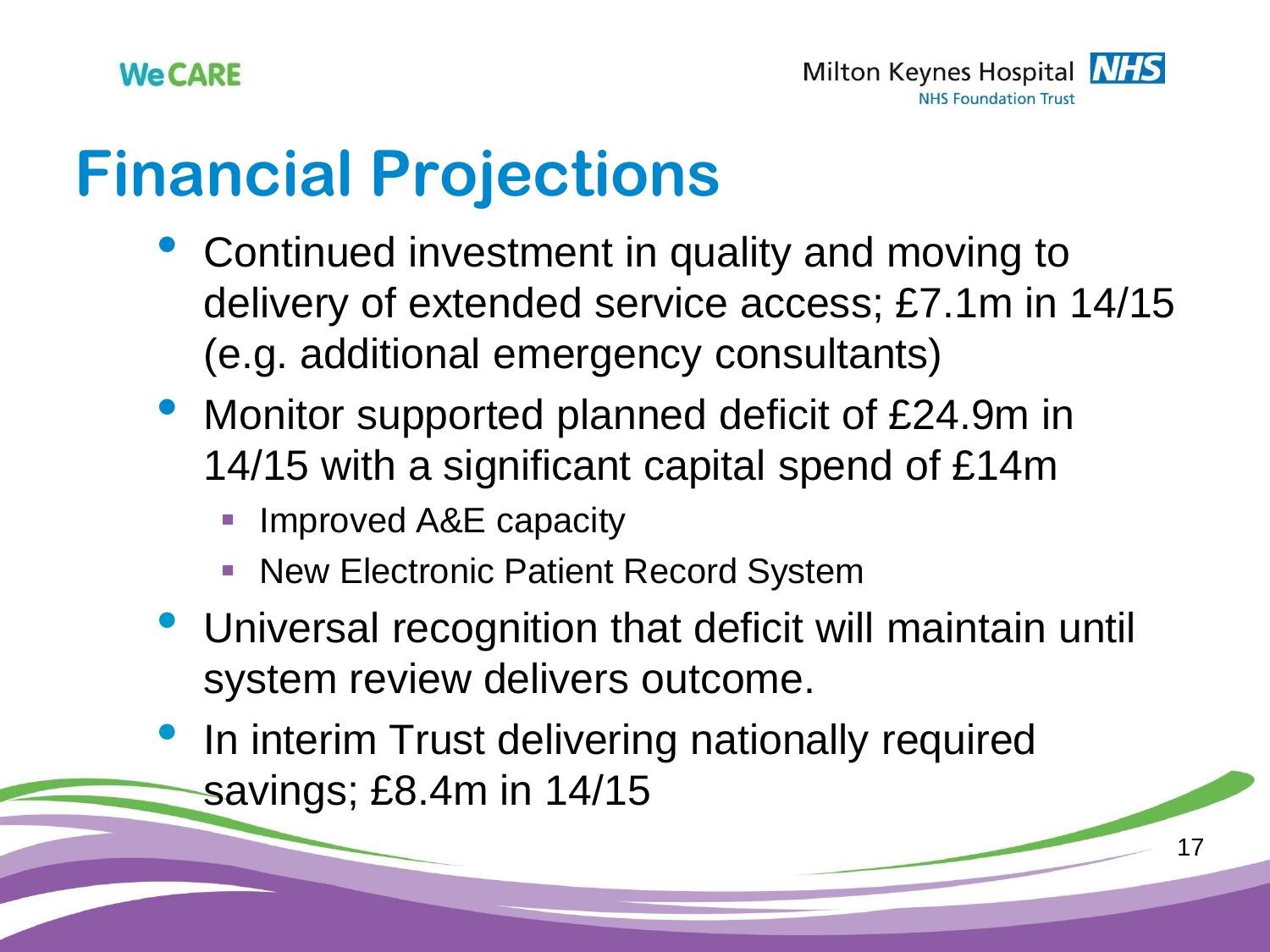# Financial Projections

- Continued investment in quality and moving to delivery of extended service access; £7.1m in 14/15 (e.g. additional emergency consultants)
- Monitor supported planned deficit of £24.9m in 14/15 with a significant capital spend of £14m
  - Improved A&E capacity
  - New Electronic Patient Record System
- Universal recognition that deficit will maintain until system review delivers outcome.
- In interim Trust delivering nationally required savings; £8.4m in 14/15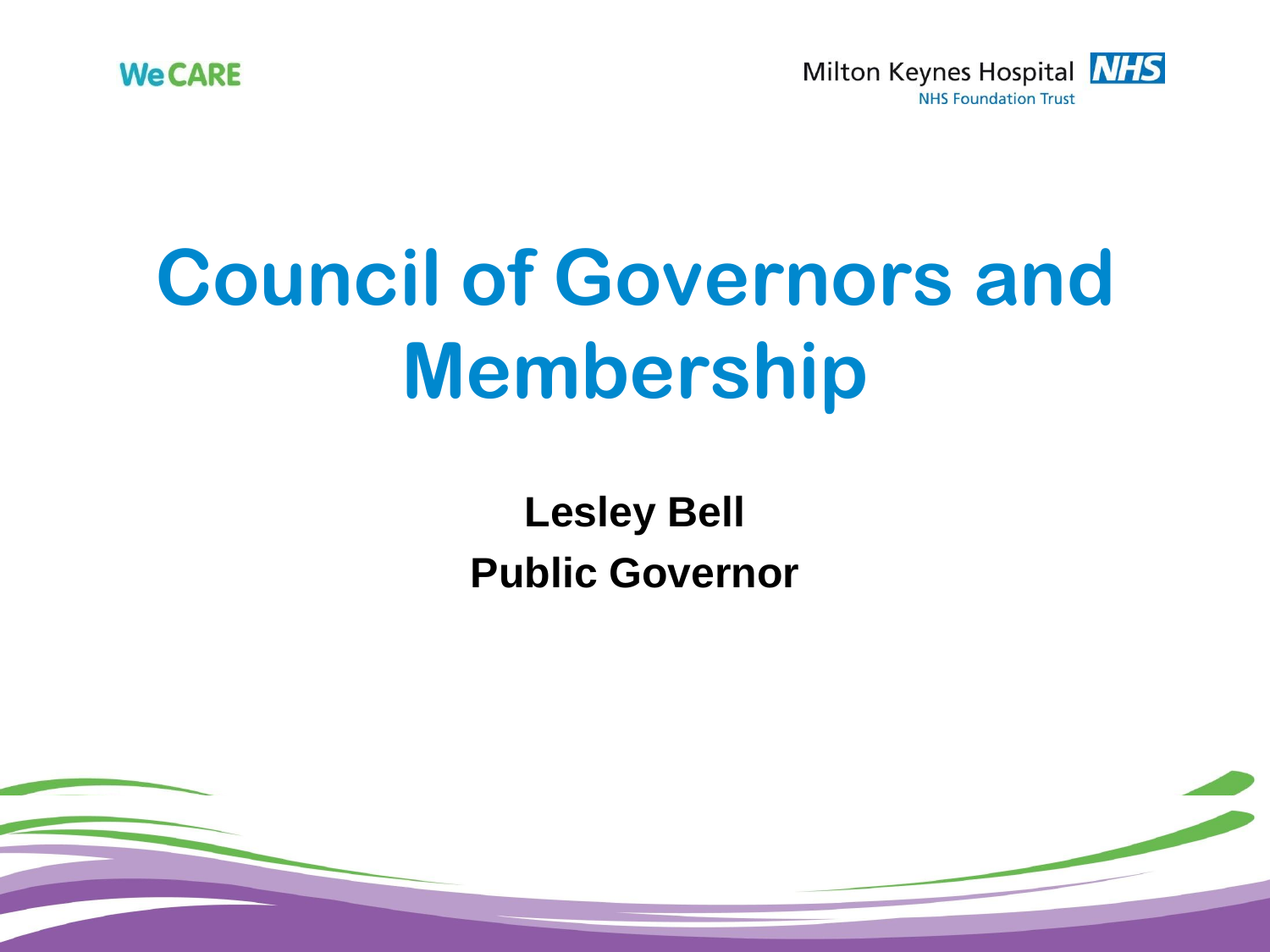WeCARE

Milton Keynes Hospital NHS
NHS Foundation Trust

# Council of Governors and Membership

**Lesley Bell**

**Public Governor**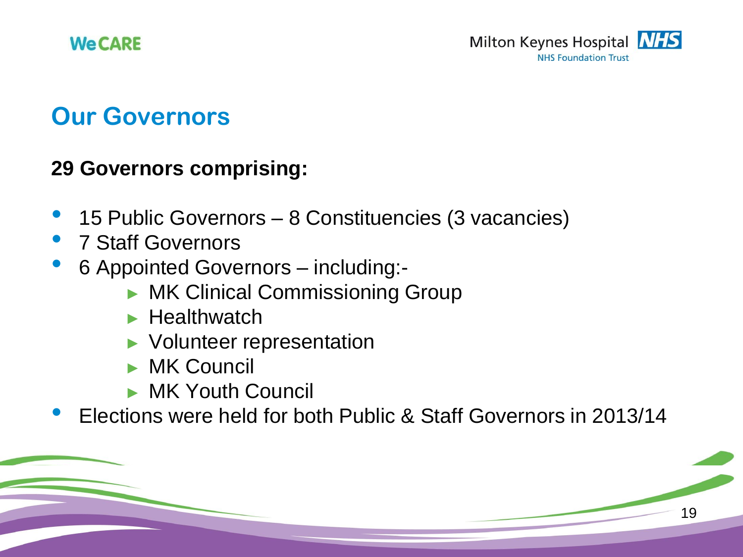## Our Governors

**29 Governors comprising:**

- 15 Public Governors – 8 Constituencies (3 vacancies)
- 7 Staff Governors
- 6 Appointed Governors – including:-
  - MK Clinical Commissioning Group
  - Healthwatch
  - Volunteer representation
  - MK Council
  - MK Youth Council
- Elections were held for both Public & Staff Governors in 2013/14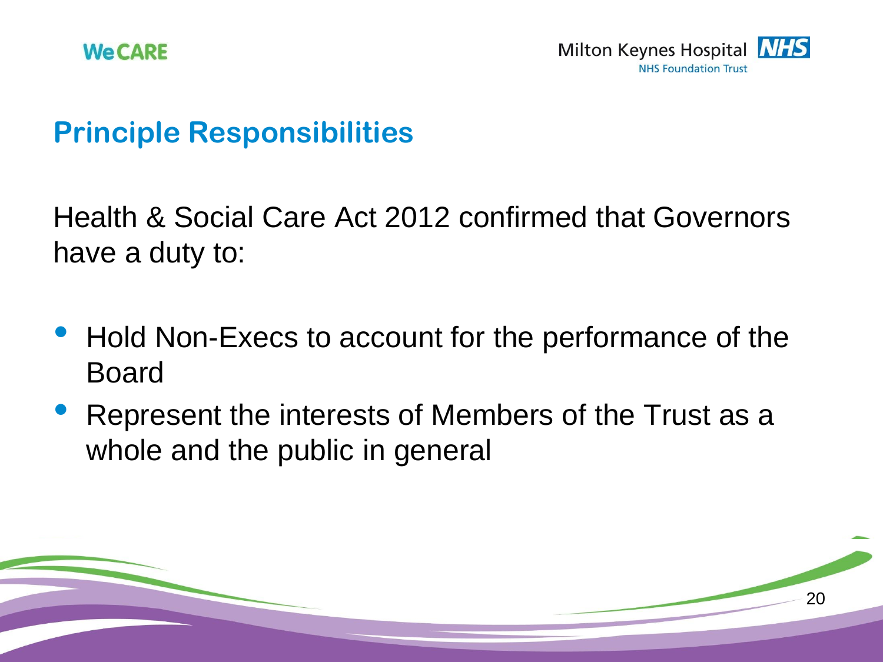## Principle Responsibilities

Health & Social Care Act 2012 confirmed that Governors have a duty to:

- Hold Non-Execs to account for the performance of the Board
- Represent the interests of Members of the Trust as a whole and the public in general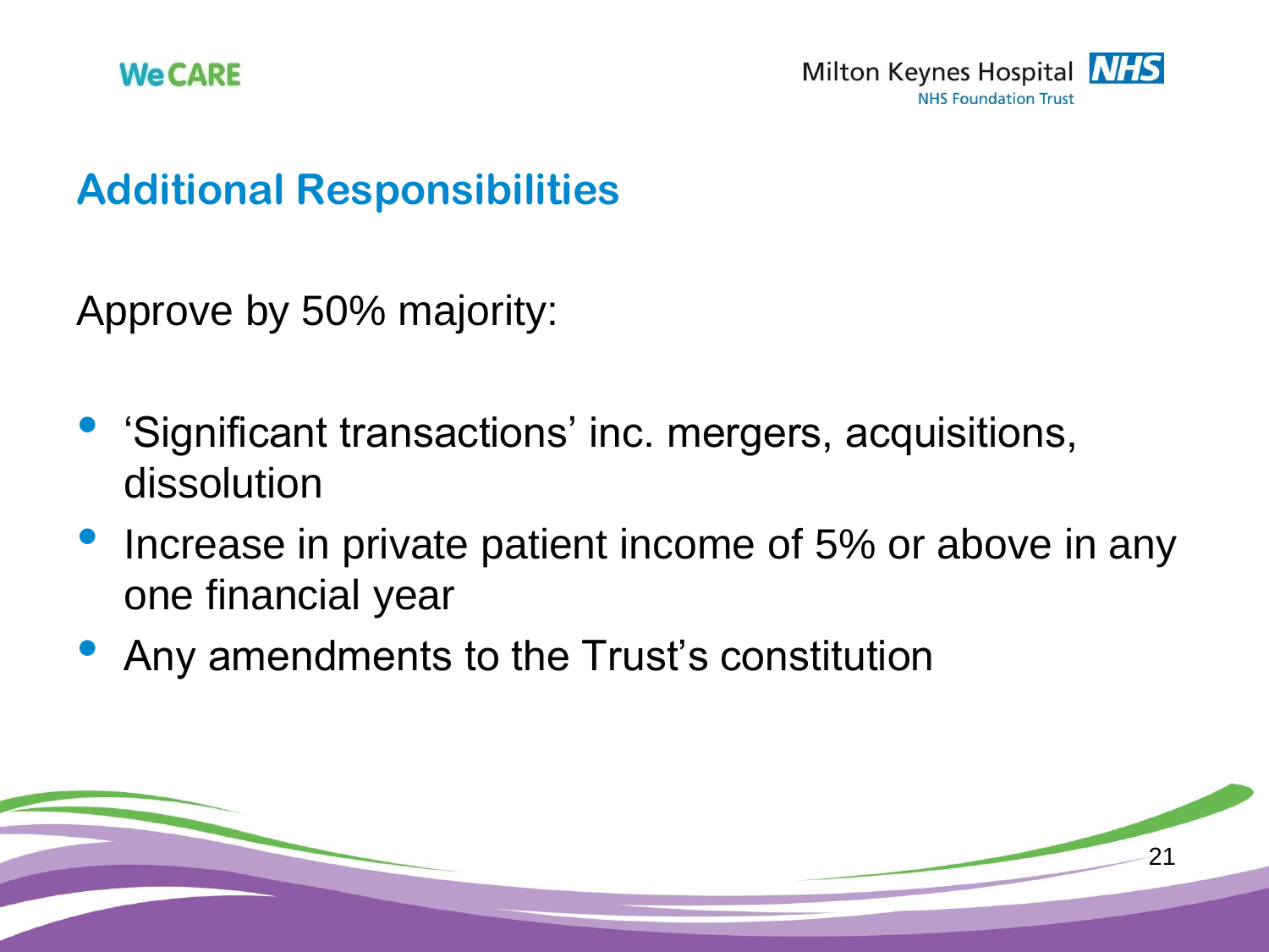## Additional Responsibilities

Approve by 50% majority:

- 'Significant transactions' inc. mergers, acquisitions, dissolution
- Increase in private patient income of 5% or above in any one financial year
- Any amendments to the Trust's constitution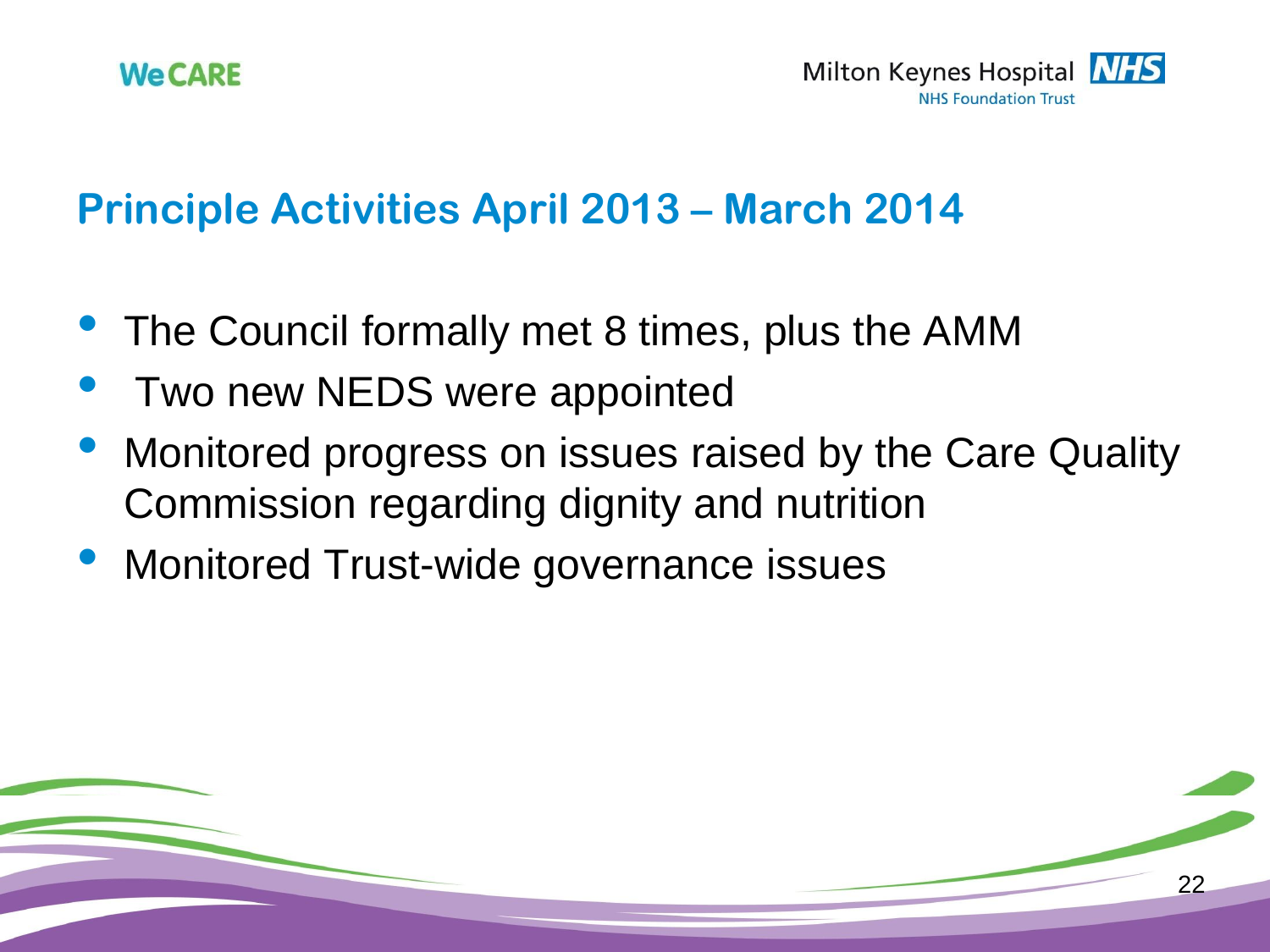## Principle Activities April 2013 – March 2014

- The Council formally met 8 times, plus the AMM
- Two new NEDS were appointed
- Monitored progress on issues raised by the Care Quality Commission regarding dignity and nutrition
- Monitored Trust-wide governance issues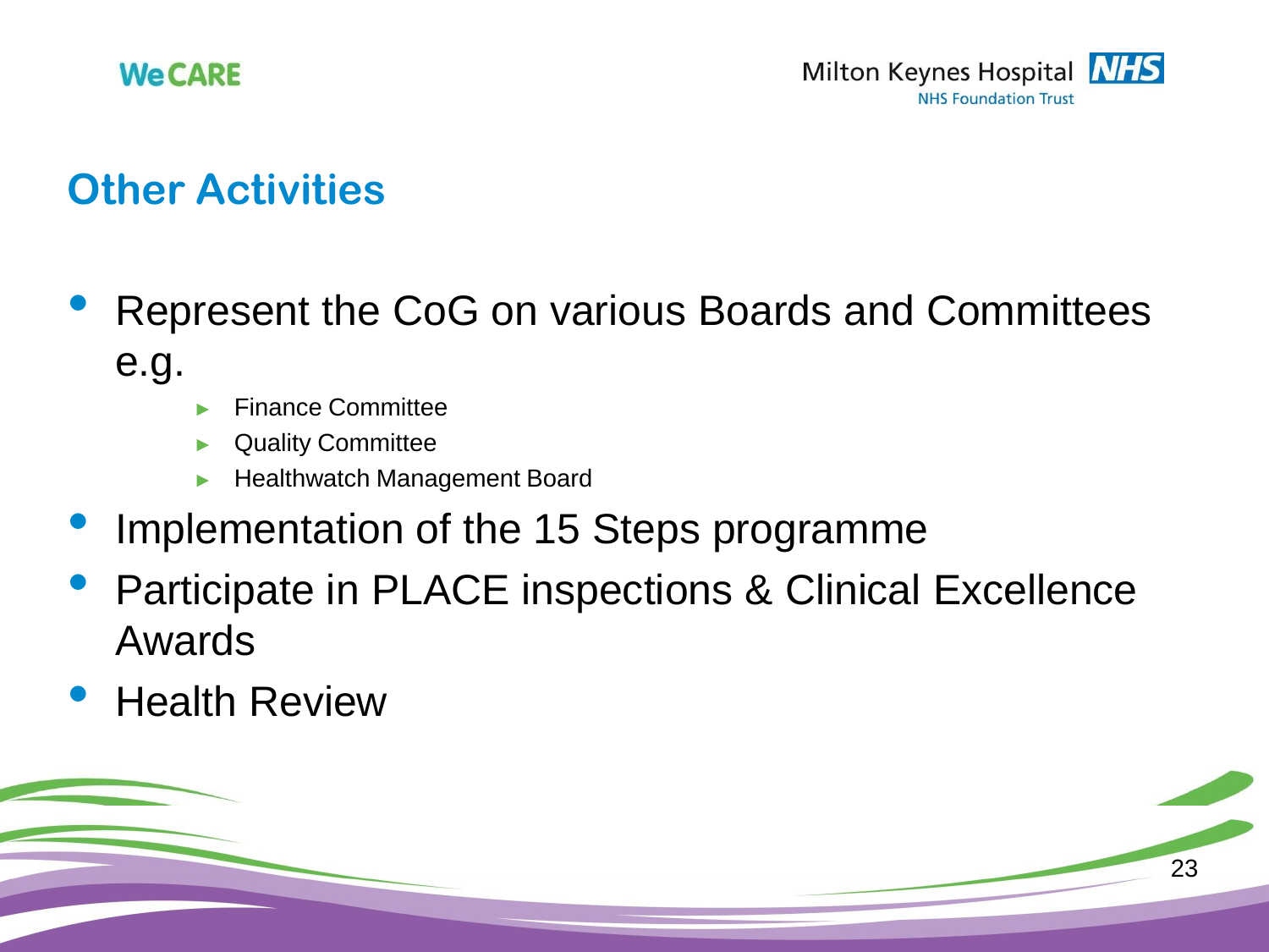## Other Activities

- Represent the CoG on various Boards and Committees e.g.
  - Finance Committee
  - Quality Committee
  - Healthwatch Management Board
- Implementation of the 15 Steps programme
- Participate in PLACE inspections & Clinical Excellence Awards
- Health Review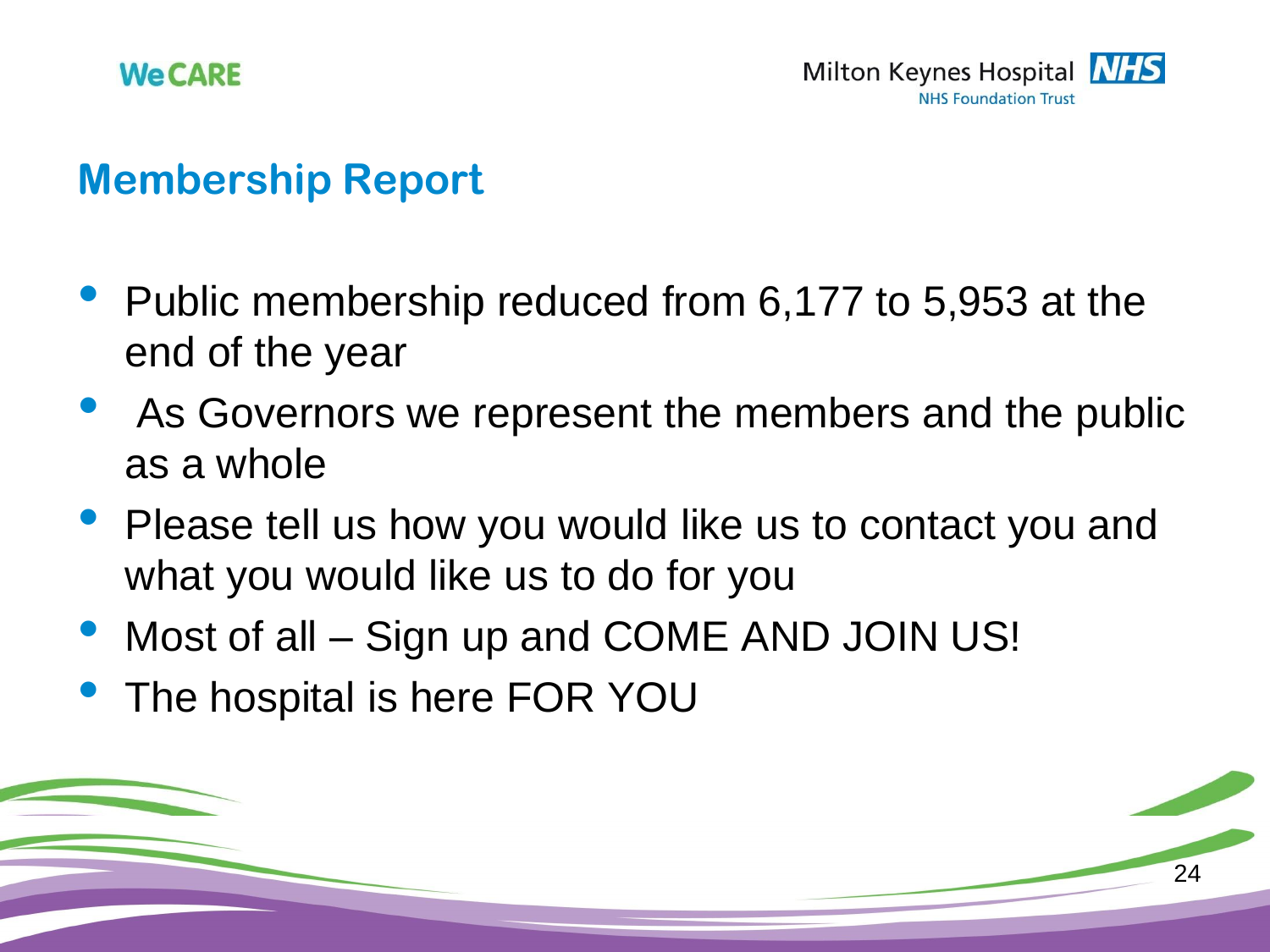## Membership Report

- Public membership reduced from 6,177 to 5,953 at the end of the year
- As Governors we represent the members and the public as a whole
- Please tell us how you would like us to contact you and what you would like us to do for you
- Most of all – Sign up and COME AND JOIN US!
- The hospital is here FOR YOU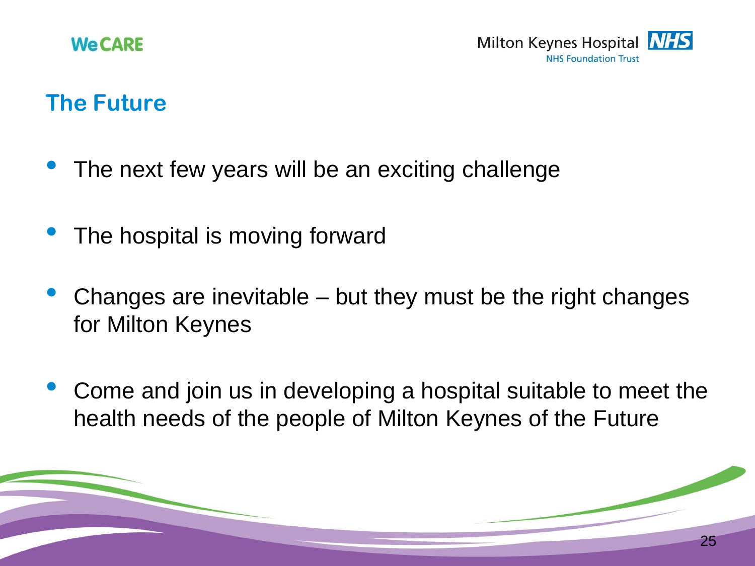## The Future

- The next few years will be an exciting challenge
- The hospital is moving forward
- Changes are inevitable – but they must be the right changes for Milton Keynes
- Come and join us in developing a hospital suitable to meet the health needs of the people of Milton Keynes of the Future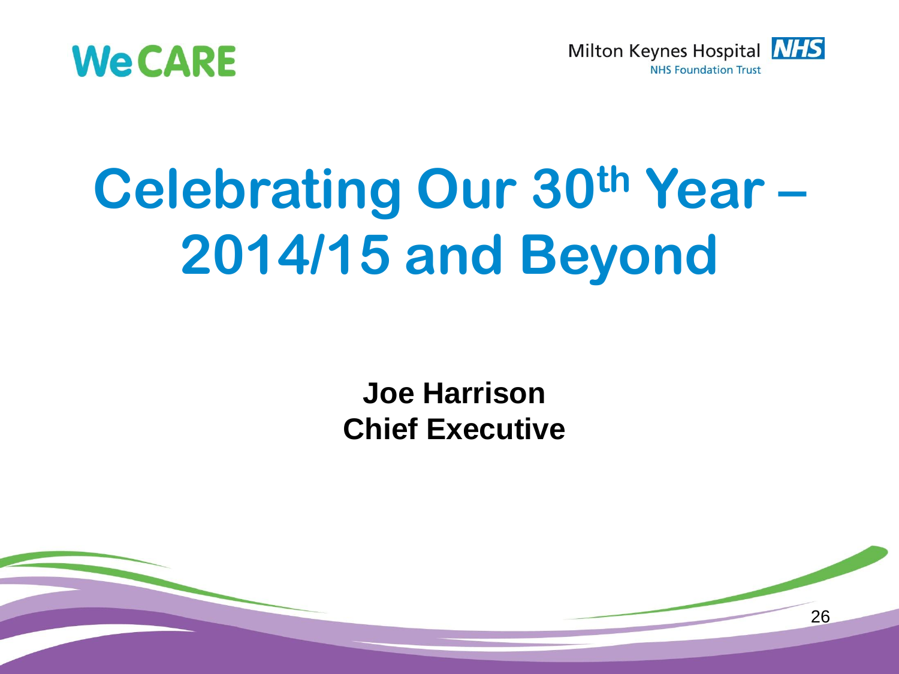WeCARE

Milton Keynes Hospital NHS
NHS Foundation Trust

# Celebrating Our 30th Year – 2014/15 and Beyond

**Joe Harrison**
**Chief Executive**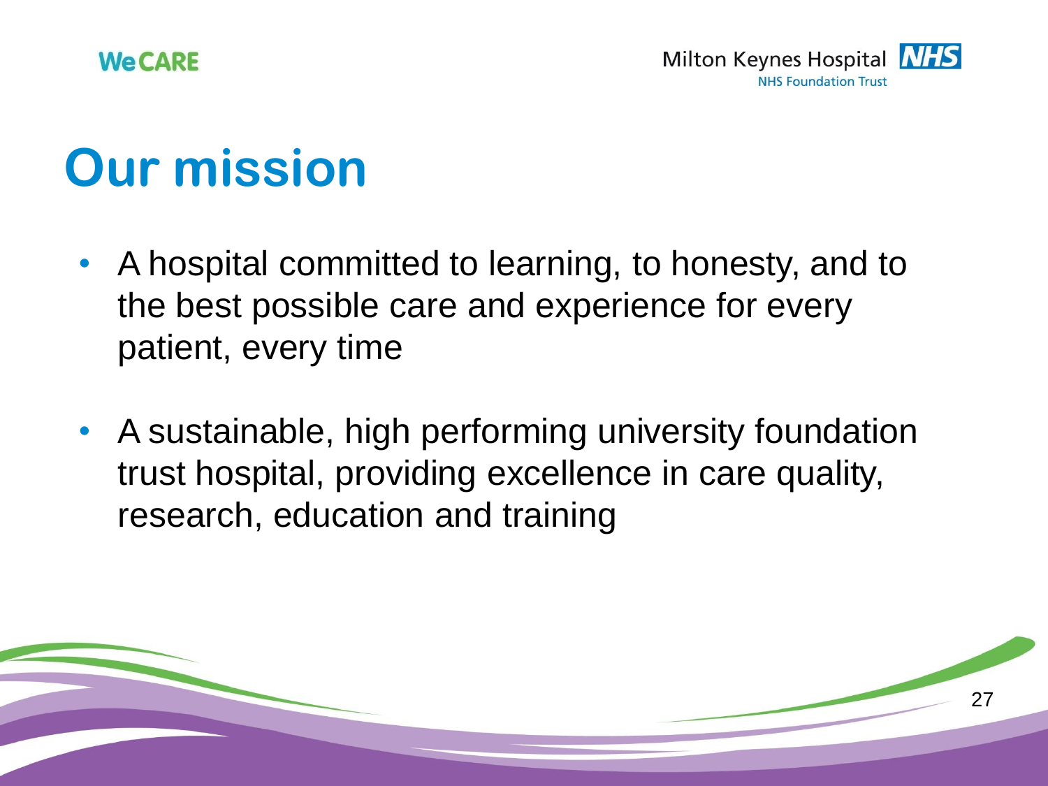# Our mission

- A hospital committed to learning, to honesty, and to the best possible care and experience for every patient, every time
- A sustainable, high performing university foundation trust hospital, providing excellence in care quality, research, education and training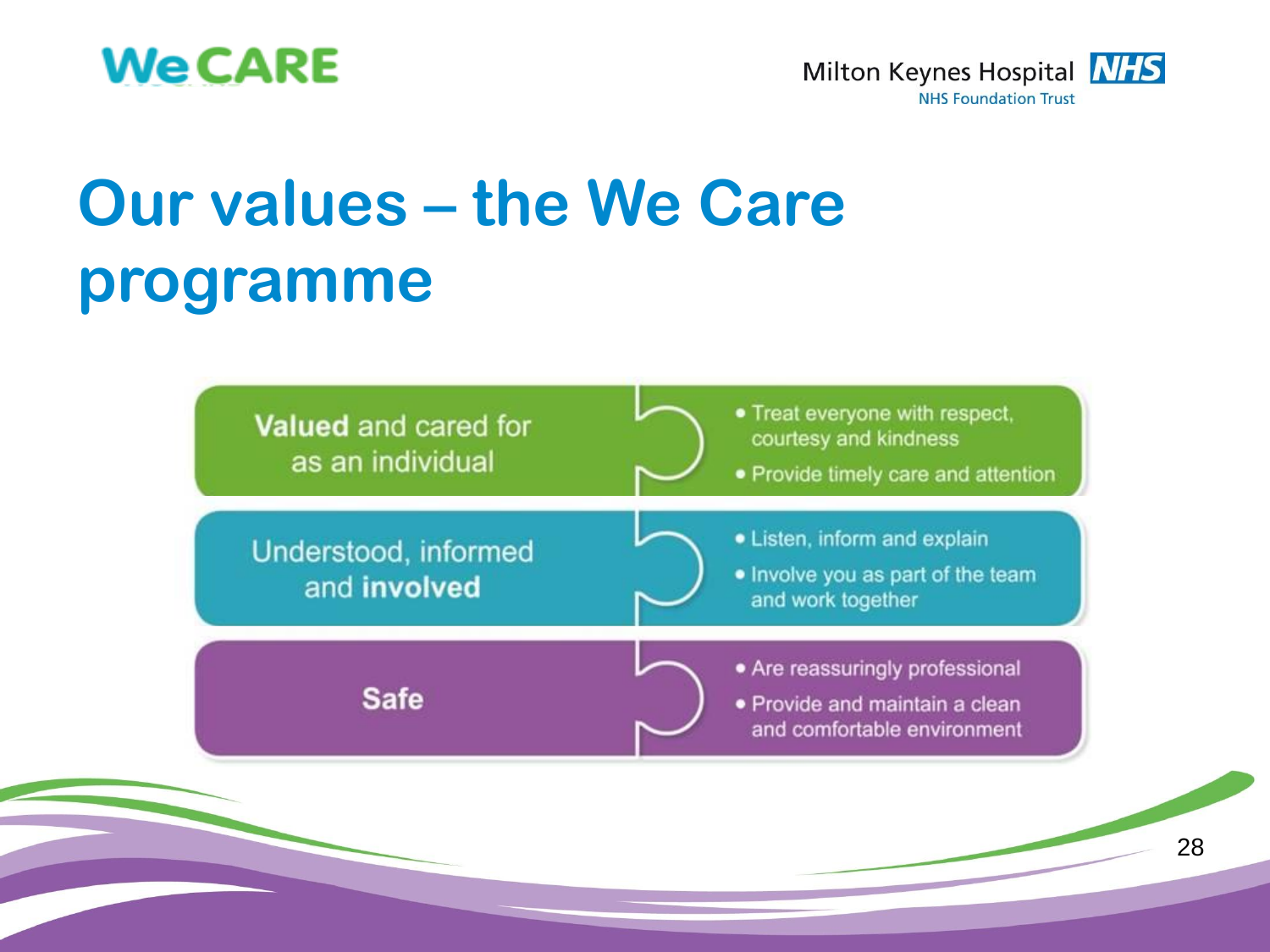# Our values – the We Care programme

| | |
|---|---|
| **Valued** and cared for as an individual | • Treat everyone with respect, courtesy and kindness<br>• Provide timely care and attention |
| Understood, informed and **involved** | • Listen, inform and explain<br>• Involve you as part of the team and work together |
| **Safe** | • Are reassuringly professional<br>• Provide and maintain a clean and comfortable environment |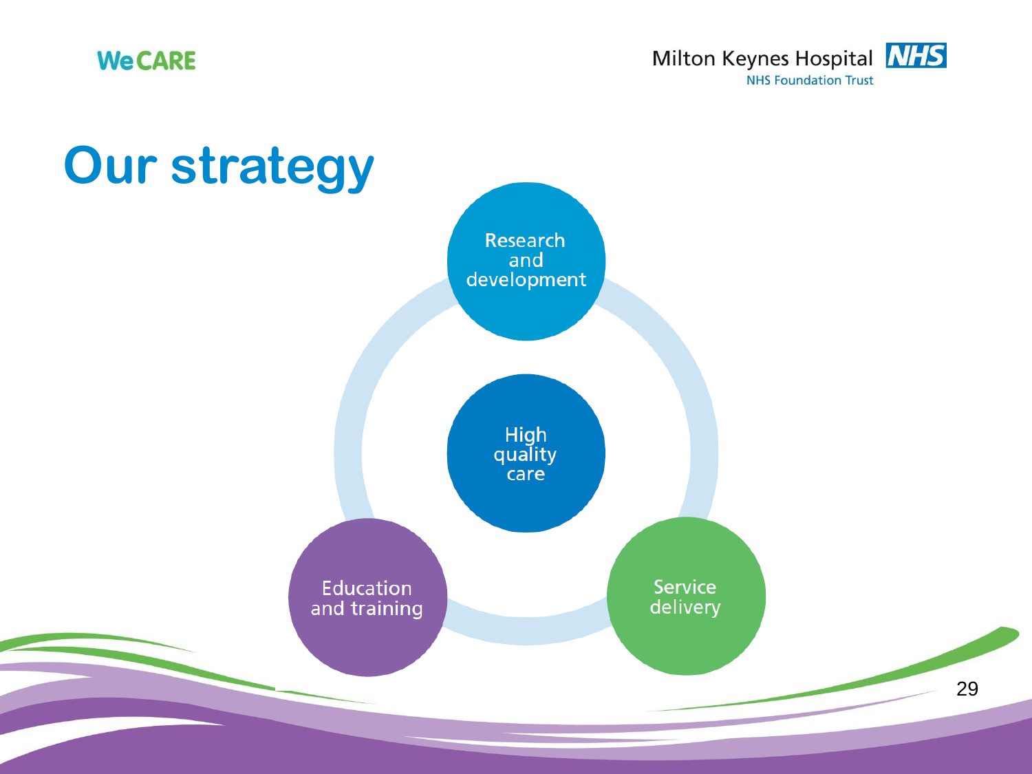# Our strategy

- Research and development
- High quality care
- Education and training
- Service delivery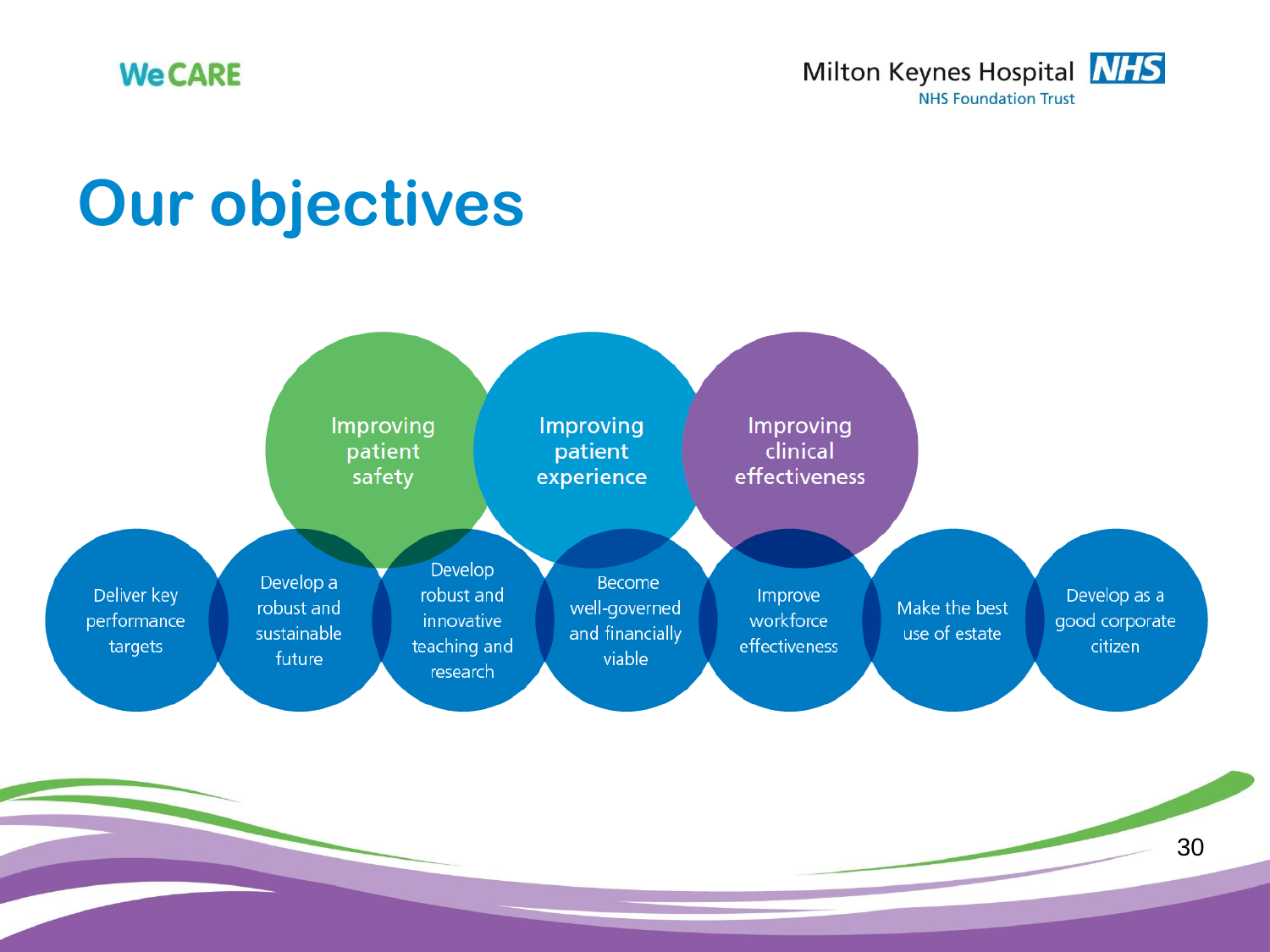# Our objectives

- Improving patient safety
- Improving patient experience
- Improving clinical effectiveness

- Deliver key performance targets
- Develop a robust and sustainable future
- Develop robust and innovative teaching and research
- Become well-governed and financially viable
- Improve workforce effectiveness
- Make the best use of estate
- Develop as a good corporate citizen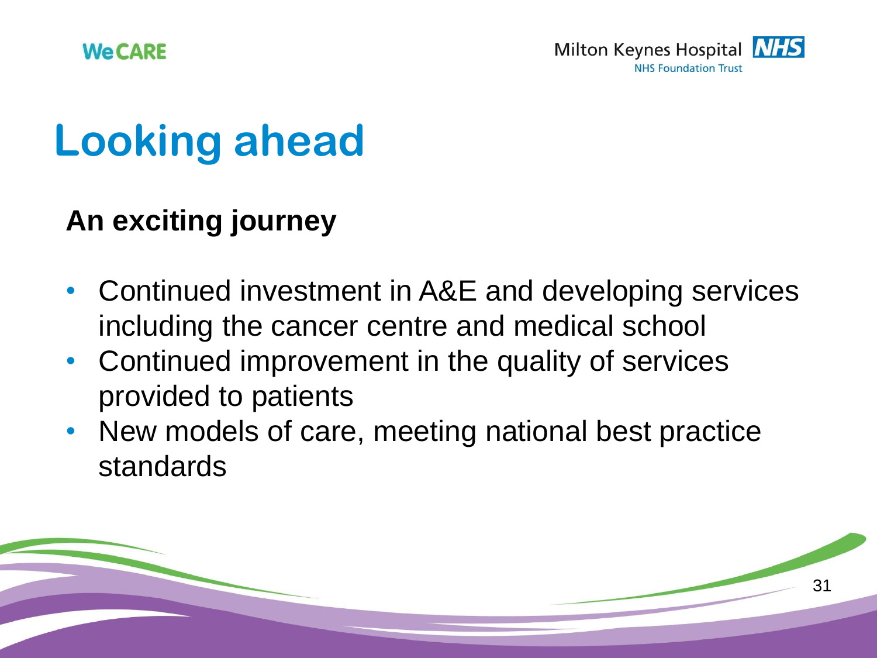# Looking ahead

**An exciting journey**

- Continued investment in A&E and developing services including the cancer centre and medical school
- Continued improvement in the quality of services provided to patients
- New models of care, meeting national best practice standards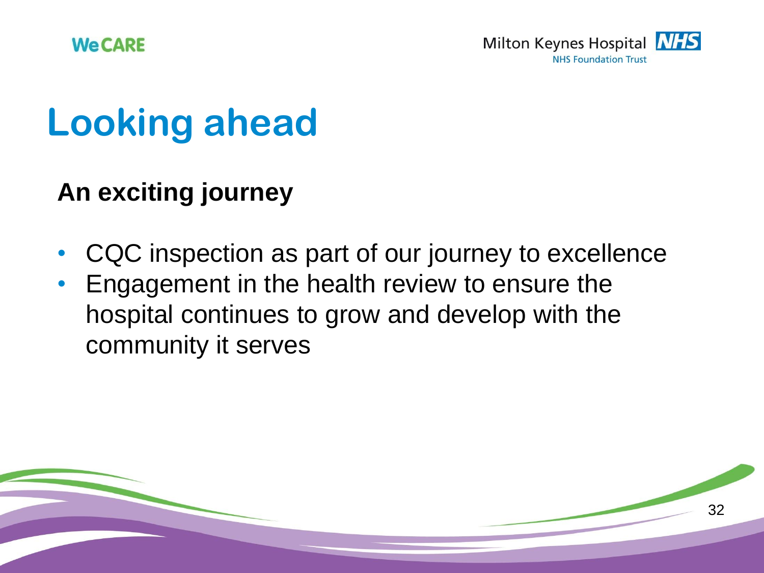# Looking ahead

**An exciting journey**

- CQC inspection as part of our journey to excellence
- Engagement in the health review to ensure the hospital continues to grow and develop with the community it serves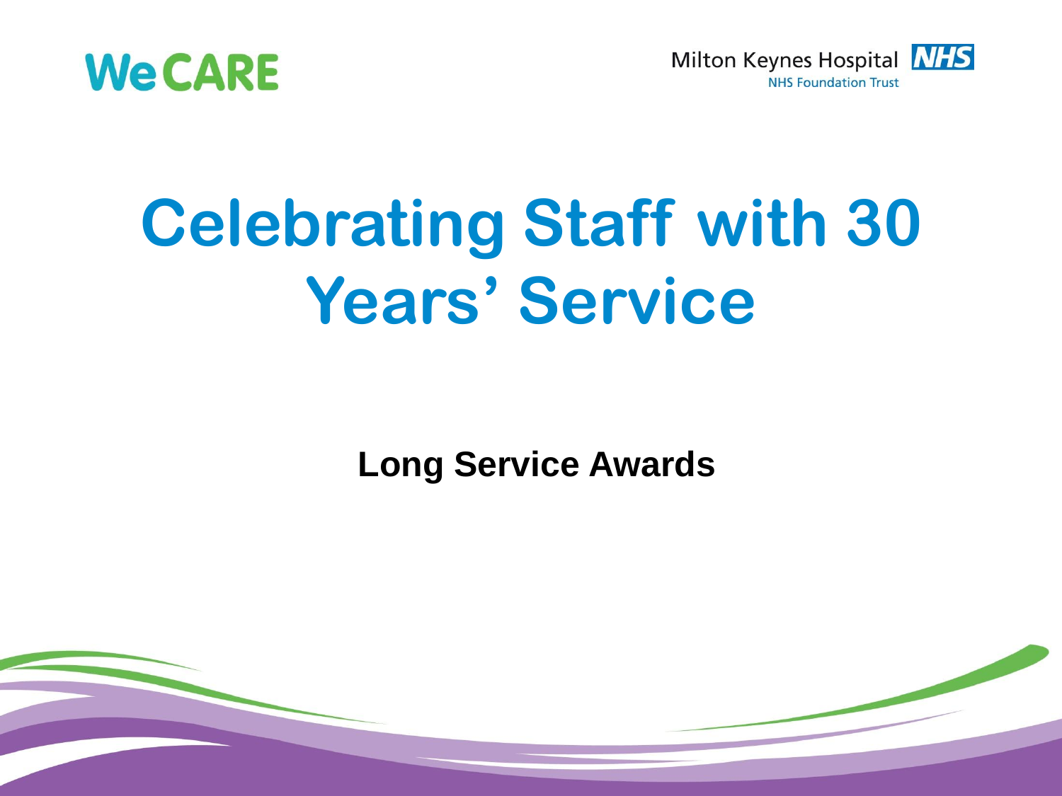WeCARE

Milton Keynes Hospital NHS
NHS Foundation Trust

# Celebrating Staff with 30 Years' Service

**Long Service Awards**